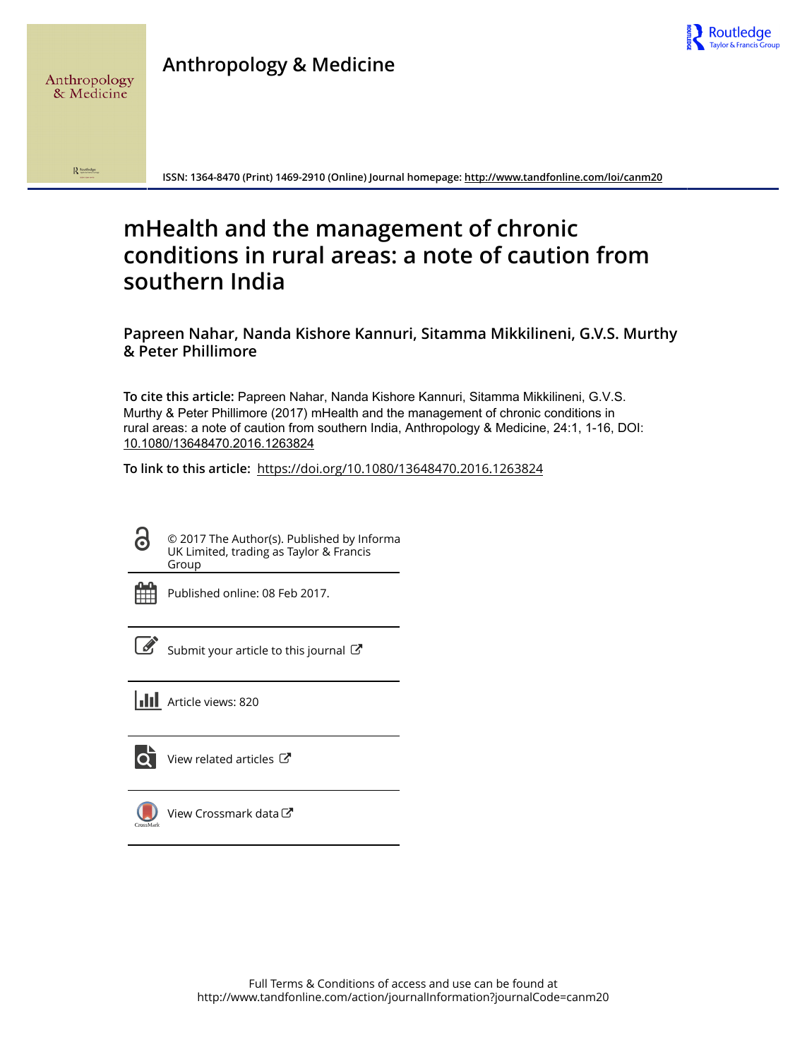Anthropology & Medicine

ISSN: 1364-8470 (Print) 1469-2910 (Online) Journal homepage: http://www.tandfonline.com/loi/canm20

# mHealth and the management of chronic conditions in rural areas: a note of caution from southern India

**Papreen Nahar, Nanda Kishore Kannuri, Sitamma Mikkilineni, G.V.S. Murthy & Peter Phillimore**

**To cite this article:** Papreen Nahar, Nanda Kishore Kannuri, Sitamma Mikkilineni, G.V.S. Murthy & Peter Phillimore (2017) mHealth and the management of chronic conditions in rural areas: a note of caution from southern India, Anthropology & Medicine, 24:1, 1-16, DOI: 10.1080/13648470.2016.1263824

**To link to this article:** https://doi.org/10.1080/13648470.2016.1263824

© 2017 The Author(s). Published by Informa UK Limited, trading as Taylor & Francis Group

Published online: 08 Feb 2017.

Submit your article to this journal

Article views: 820

View related articles

View Crossmark data

Full Terms & Conditions of access and use can be found at http://www.tandfonline.com/action/journalInformation?journalCode=canm20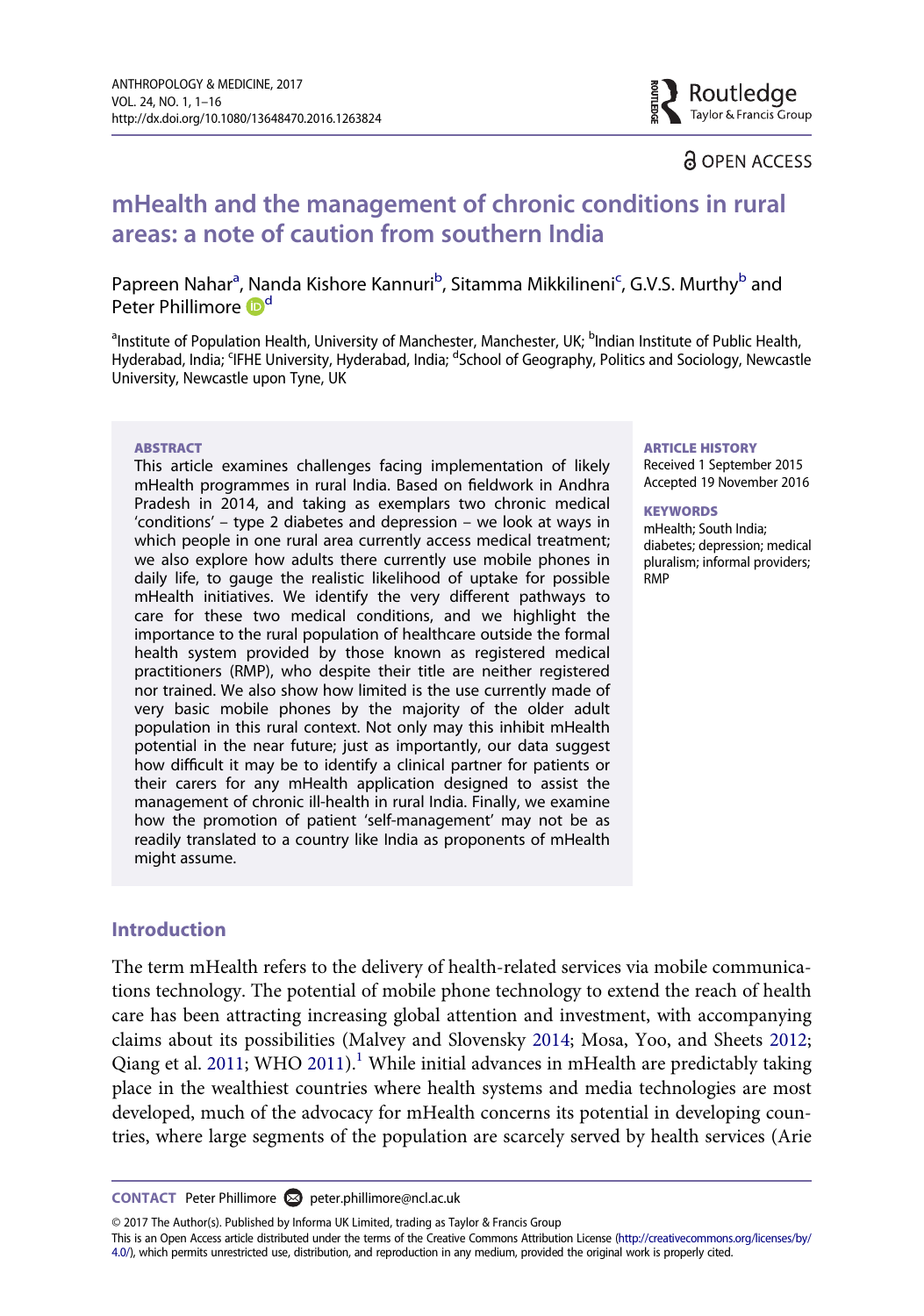# mHealth and the management of chronic conditions in rural areas: a note of caution from southern India

Papreen Nahar[a], Nanda Kishore Kannuri[b], Sitamma Mikkilineni[c], G.V.S. Murthy[b] and Peter Phillimore[d]

[a]Institute of Population Health, University of Manchester, Manchester, UK; [b]Indian Institute of Public Health, Hyderabad, India; [c]IFHE University, Hyderabad, India; [d]School of Geography, Politics and Sociology, Newcastle University, Newcastle upon Tyne, UK

## ABSTRACT

This article examines challenges facing implementation of likely mHealth programmes in rural India. Based on fieldwork in Andhra Pradesh in 2014, and taking as exemplars two chronic medical 'conditions' – type 2 diabetes and depression – we look at ways in which people in one rural area currently access medical treatment; we also explore how adults there currently use mobile phones in daily life, to gauge the realistic likelihood of uptake for possible mHealth initiatives. We identify the very different pathways to care for these two medical conditions, and we highlight the importance to the rural population of healthcare outside the formal health system provided by those known as registered medical practitioners (RMP), who despite their title are neither registered nor trained. We also show how limited is the use currently made of very basic mobile phones by the majority of the older adult population in this rural context. Not only may this inhibit mHealth potential in the near future; just as importantly, our data suggest how difficult it may be to identify a clinical partner for patients or their carers for any mHealth application designed to assist the management of chronic ill-health in rural India. Finally, we examine how the promotion of patient 'self-management' may not be as readily translated to a country like India as proponents of mHealth might assume.

**ARTICLE HISTORY**
Received 1 September 2015
Accepted 19 November 2016

**KEYWORDS**
mHealth; South India; diabetes; depression; medical pluralism; informal providers; RMP

## Introduction

The term mHealth refers to the delivery of health-related services via mobile communications technology. The potential of mobile phone technology to extend the reach of health care has been attracting increasing global attention and investment, with accompanying claims about its possibilities (Malvey and Slovensky 2014; Mosa, Yoo, and Sheets 2012; Qiang et al. 2011; WHO 2011).[1] While initial advances in mHealth are predictably taking place in the wealthiest countries where health systems and media technologies are most developed, much of the advocacy for mHealth concerns its potential in developing countries, where large segments of the population are scarcely served by health services (Arie

**CONTACT** Peter Phillimore peter.phillimore@ncl.ac.uk

© 2017 The Author(s). Published by Informa UK Limited, trading as Taylor & Francis Group
This is an Open Access article distributed under the terms of the Creative Commons Attribution License (http://creativecommons.org/licenses/by/4.0/), which permits unrestricted use, distribution, and reproduction in any medium, provided the original work is properly cited.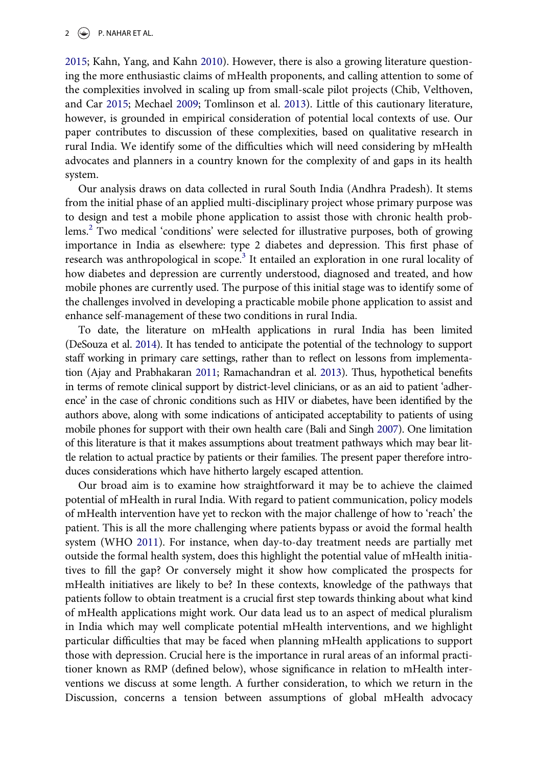2015; Kahn, Yang, and Kahn 2010). However, there is also a growing literature questioning the more enthusiastic claims of mHealth proponents, and calling attention to some of the complexities involved in scaling up from small-scale pilot projects (Chib, Velthoven, and Car 2015; Mechael 2009; Tomlinson et al. 2013). Little of this cautionary literature, however, is grounded in empirical consideration of potential local contexts of use. Our paper contributes to discussion of these complexities, based on qualitative research in rural India. We identify some of the difficulties which will need considering by mHealth advocates and planners in a country known for the complexity of and gaps in its health system.

Our analysis draws on data collected in rural South India (Andhra Pradesh). It stems from the initial phase of an applied multi-disciplinary project whose primary purpose was to design and test a mobile phone application to assist those with chronic health problems.[2] Two medical 'conditions' were selected for illustrative purposes, both of growing importance in India as elsewhere: type 2 diabetes and depression. This first phase of research was anthropological in scope.[3] It entailed an exploration in one rural locality of how diabetes and depression are currently understood, diagnosed and treated, and how mobile phones are currently used. The purpose of this initial stage was to identify some of the challenges involved in developing a practicable mobile phone application to assist and enhance self-management of these two conditions in rural India.

To date, the literature on mHealth applications in rural India has been limited (DeSouza et al. 2014). It has tended to anticipate the potential of the technology to support staff working in primary care settings, rather than to reflect on lessons from implementation (Ajay and Prabhakaran 2011; Ramachandran et al. 2013). Thus, hypothetical benefits in terms of remote clinical support by district-level clinicians, or as an aid to patient 'adherence' in the case of chronic conditions such as HIV or diabetes, have been identified by the authors above, along with some indications of anticipated acceptability to patients of using mobile phones for support with their own health care (Bali and Singh 2007). One limitation of this literature is that it makes assumptions about treatment pathways which may bear little relation to actual practice by patients or their families. The present paper therefore introduces considerations which have hitherto largely escaped attention.

Our broad aim is to examine how straightforward it may be to achieve the claimed potential of mHealth in rural India. With regard to patient communication, policy models of mHealth intervention have yet to reckon with the major challenge of how to 'reach' the patient. This is all the more challenging where patients bypass or avoid the formal health system (WHO 2011). For instance, when day-to-day treatment needs are partially met outside the formal health system, does this highlight the potential value of mHealth initiatives to fill the gap? Or conversely might it show how complicated the prospects for mHealth initiatives are likely to be? In these contexts, knowledge of the pathways that patients follow to obtain treatment is a crucial first step towards thinking about what kind of mHealth applications might work. Our data lead us to an aspect of medical pluralism in India which may well complicate potential mHealth interventions, and we highlight particular difficulties that may be faced when planning mHealth applications to support those with depression. Crucial here is the importance in rural areas of an informal practitioner known as RMP (defined below), whose significance in relation to mHealth interventions we discuss at some length. A further consideration, to which we return in the Discussion, concerns a tension between assumptions of global mHealth advocacy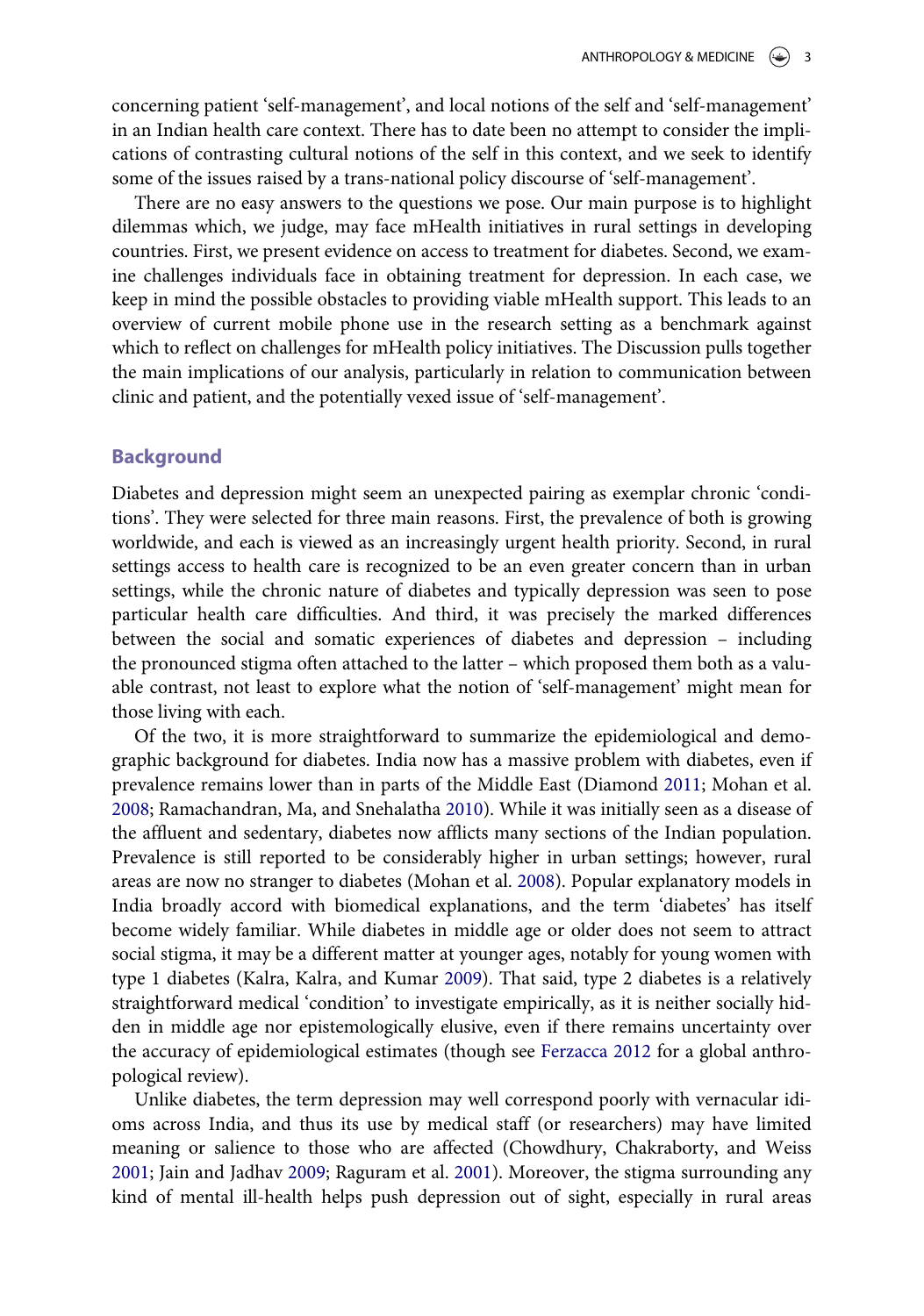concerning patient 'self-management', and local notions of the self and 'self-management' in an Indian health care context. There has to date been no attempt to consider the implications of contrasting cultural notions of the self in this context, and we seek to identify some of the issues raised by a trans-national policy discourse of 'self-management'.

There are no easy answers to the questions we pose. Our main purpose is to highlight dilemmas which, we judge, may face mHealth initiatives in rural settings in developing countries. First, we present evidence on access to treatment for diabetes. Second, we examine challenges individuals face in obtaining treatment for depression. In each case, we keep in mind the possible obstacles to providing viable mHealth support. This leads to an overview of current mobile phone use in the research setting as a benchmark against which to reflect on challenges for mHealth policy initiatives. The Discussion pulls together the main implications of our analysis, particularly in relation to communication between clinic and patient, and the potentially vexed issue of 'self-management'.

## Background

Diabetes and depression might seem an unexpected pairing as exemplar chronic 'conditions'. They were selected for three main reasons. First, the prevalence of both is growing worldwide, and each is viewed as an increasingly urgent health priority. Second, in rural settings access to health care is recognized to be an even greater concern than in urban settings, while the chronic nature of diabetes and typically depression was seen to pose particular health care difficulties. And third, it was precisely the marked differences between the social and somatic experiences of diabetes and depression – including the pronounced stigma often attached to the latter – which proposed them both as a valuable contrast, not least to explore what the notion of 'self-management' might mean for those living with each.

Of the two, it is more straightforward to summarize the epidemiological and demographic background for diabetes. India now has a massive problem with diabetes, even if prevalence remains lower than in parts of the Middle East (Diamond 2011; Mohan et al. 2008; Ramachandran, Ma, and Snehalatha 2010). While it was initially seen as a disease of the affluent and sedentary, diabetes now afflicts many sections of the Indian population. Prevalence is still reported to be considerably higher in urban settings; however, rural areas are now no stranger to diabetes (Mohan et al. 2008). Popular explanatory models in India broadly accord with biomedical explanations, and the term 'diabetes' has itself become widely familiar. While diabetes in middle age or older does not seem to attract social stigma, it may be a different matter at younger ages, notably for young women with type 1 diabetes (Kalra, Kalra, and Kumar 2009). That said, type 2 diabetes is a relatively straightforward medical 'condition' to investigate empirically, as it is neither socially hidden in middle age nor epistemologically elusive, even if there remains uncertainty over the accuracy of epidemiological estimates (though see Ferzacca 2012 for a global anthropological review).

Unlike diabetes, the term depression may well correspond poorly with vernacular idioms across India, and thus its use by medical staff (or researchers) may have limited meaning or salience to those who are affected (Chowdhury, Chakraborty, and Weiss 2001; Jain and Jadhav 2009; Raguram et al. 2001). Moreover, the stigma surrounding any kind of mental ill-health helps push depression out of sight, especially in rural areas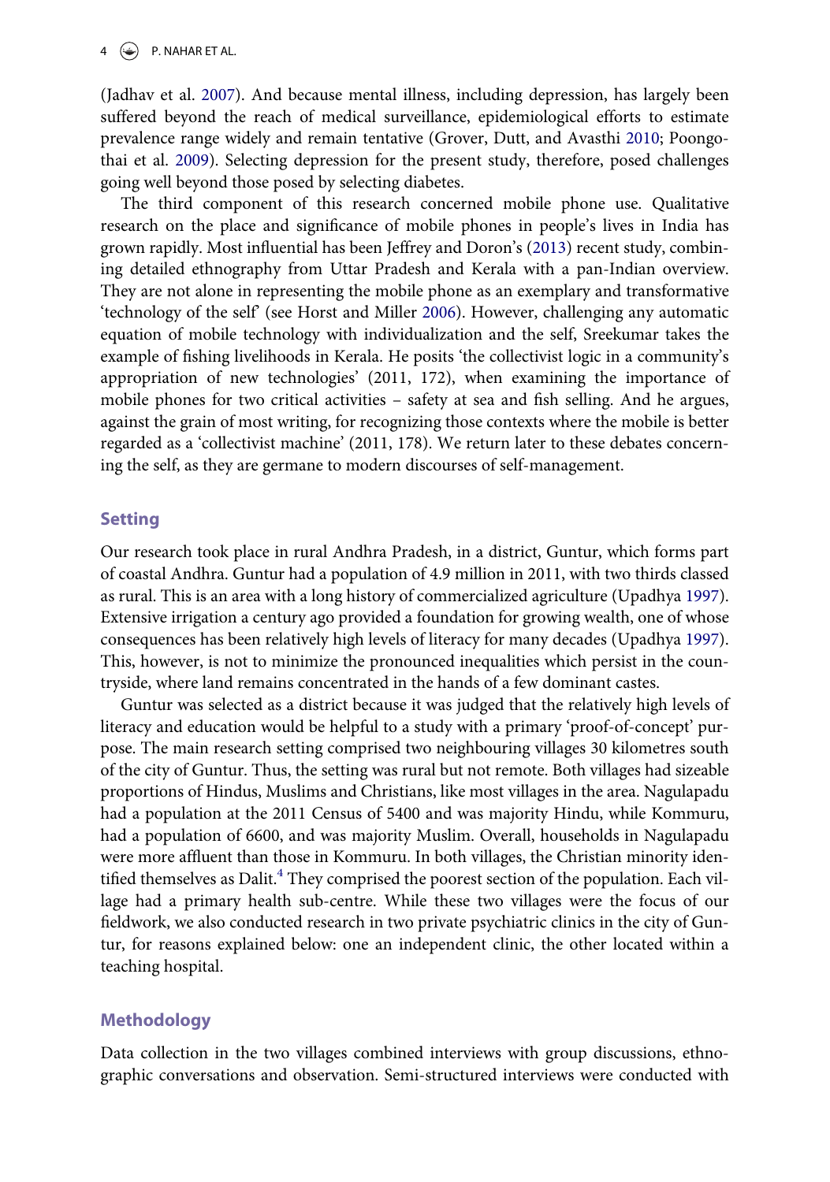(Jadhav et al. 2007). And because mental illness, including depression, has largely been suffered beyond the reach of medical surveillance, epidemiological efforts to estimate prevalence range widely and remain tentative (Grover, Dutt, and Avasthi 2010; Poongothai et al. 2009). Selecting depression for the present study, therefore, posed challenges going well beyond those posed by selecting diabetes.

The third component of this research concerned mobile phone use. Qualitative research on the place and significance of mobile phones in people's lives in India has grown rapidly. Most influential has been Jeffrey and Doron's (2013) recent study, combining detailed ethnography from Uttar Pradesh and Kerala with a pan-Indian overview. They are not alone in representing the mobile phone as an exemplary and transformative 'technology of the self' (see Horst and Miller 2006). However, challenging any automatic equation of mobile technology with individualization and the self, Sreekumar takes the example of fishing livelihoods in Kerala. He posits 'the collectivist logic in a community's appropriation of new technologies' (2011, 172), when examining the importance of mobile phones for two critical activities – safety at sea and fish selling. And he argues, against the grain of most writing, for recognizing those contexts where the mobile is better regarded as a 'collectivist machine' (2011, 178). We return later to these debates concerning the self, as they are germane to modern discourses of self-management.

## Setting

Our research took place in rural Andhra Pradesh, in a district, Guntur, which forms part of coastal Andhra. Guntur had a population of 4.9 million in 2011, with two thirds classed as rural. This is an area with a long history of commercialized agriculture (Upadhya 1997). Extensive irrigation a century ago provided a foundation for growing wealth, one of whose consequences has been relatively high levels of literacy for many decades (Upadhya 1997). This, however, is not to minimize the pronounced inequalities which persist in the countryside, where land remains concentrated in the hands of a few dominant castes.

Guntur was selected as a district because it was judged that the relatively high levels of literacy and education would be helpful to a study with a primary 'proof-of-concept' purpose. The main research setting comprised two neighbouring villages 30 kilometres south of the city of Guntur. Thus, the setting was rural but not remote. Both villages had sizeable proportions of Hindus, Muslims and Christians, like most villages in the area. Nagulapadu had a population at the 2011 Census of 5400 and was majority Hindu, while Kommuru, had a population of 6600, and was majority Muslim. Overall, households in Nagulapadu were more affluent than those in Kommuru. In both villages, the Christian minority identified themselves as Dalit.[4] They comprised the poorest section of the population. Each village had a primary health sub-centre. While these two villages were the focus of our fieldwork, we also conducted research in two private psychiatric clinics in the city of Guntur, for reasons explained below: one an independent clinic, the other located within a teaching hospital.

## Methodology

Data collection in the two villages combined interviews with group discussions, ethnographic conversations and observation. Semi-structured interviews were conducted with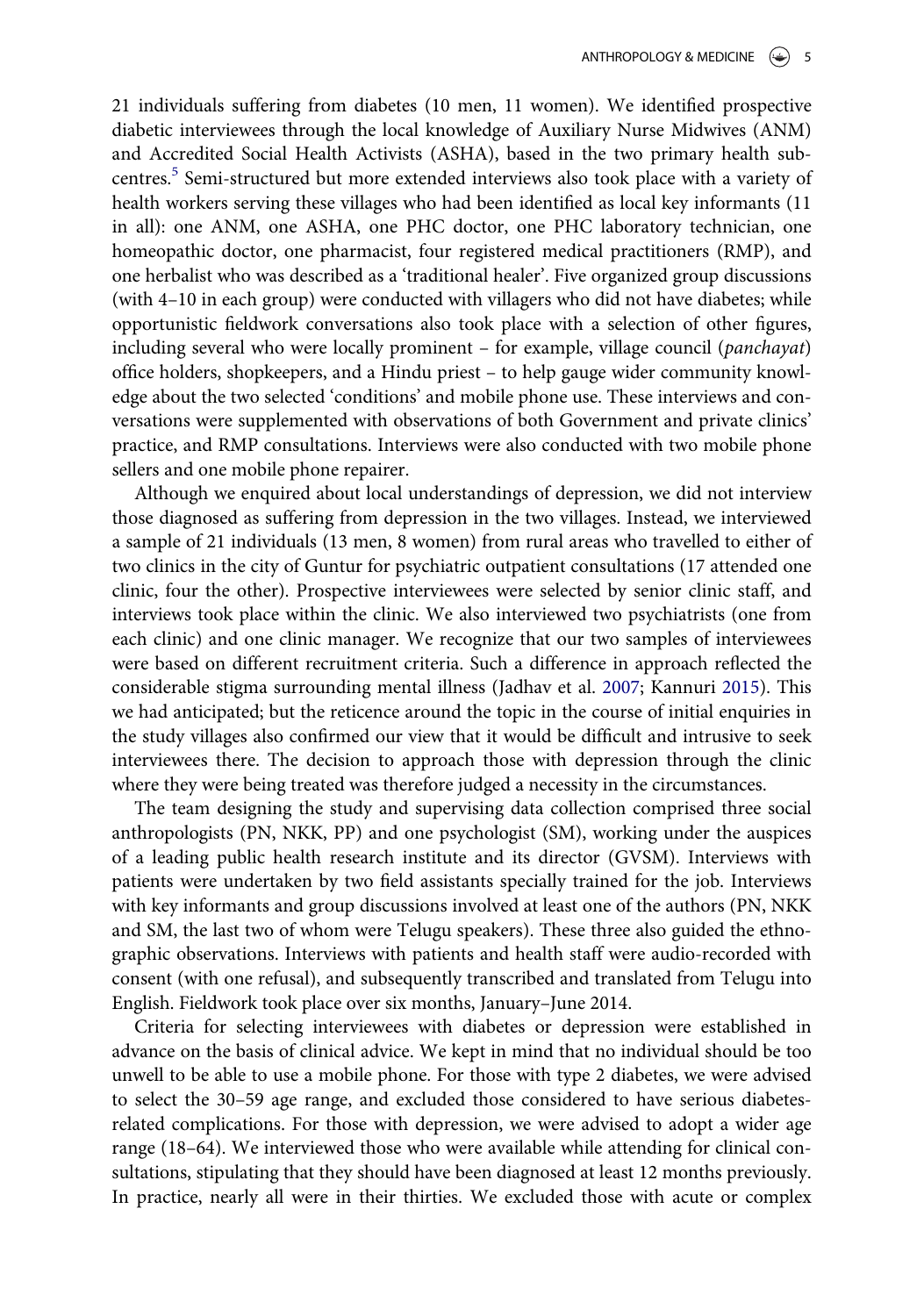21 individuals suffering from diabetes (10 men, 11 women). We identified prospective diabetic interviewees through the local knowledge of Auxiliary Nurse Midwives (ANM) and Accredited Social Health Activists (ASHA), based in the two primary health subcentres.[5] Semi-structured but more extended interviews also took place with a variety of health workers serving these villages who had been identified as local key informants (11 in all): one ANM, one ASHA, one PHC doctor, one PHC laboratory technician, one homeopathic doctor, one pharmacist, four registered medical practitioners (RMP), and one herbalist who was described as a 'traditional healer'. Five organized group discussions (with 4–10 in each group) were conducted with villagers who did not have diabetes; while opportunistic fieldwork conversations also took place with a selection of other figures, including several who were locally prominent – for example, village council (*panchayat*) office holders, shopkeepers, and a Hindu priest – to help gauge wider community knowledge about the two selected 'conditions' and mobile phone use. These interviews and conversations were supplemented with observations of both Government and private clinics' practice, and RMP consultations. Interviews were also conducted with two mobile phone sellers and one mobile phone repairer.

Although we enquired about local understandings of depression, we did not interview those diagnosed as suffering from depression in the two villages. Instead, we interviewed a sample of 21 individuals (13 men, 8 women) from rural areas who travelled to either of two clinics in the city of Guntur for psychiatric outpatient consultations (17 attended one clinic, four the other). Prospective interviewees were selected by senior clinic staff, and interviews took place within the clinic. We also interviewed two psychiatrists (one from each clinic) and one clinic manager. We recognize that our two samples of interviewees were based on different recruitment criteria. Such a difference in approach reflected the considerable stigma surrounding mental illness (Jadhav et al. 2007; Kannuri 2015). This we had anticipated; but the reticence around the topic in the course of initial enquiries in the study villages also confirmed our view that it would be difficult and intrusive to seek interviewees there. The decision to approach those with depression through the clinic where they were being treated was therefore judged a necessity in the circumstances.

The team designing the study and supervising data collection comprised three social anthropologists (PN, NKK, PP) and one psychologist (SM), working under the auspices of a leading public health research institute and its director (GVSM). Interviews with patients were undertaken by two field assistants specially trained for the job. Interviews with key informants and group discussions involved at least one of the authors (PN, NKK and SM, the last two of whom were Telugu speakers). These three also guided the ethnographic observations. Interviews with patients and health staff were audio-recorded with consent (with one refusal), and subsequently transcribed and translated from Telugu into English. Fieldwork took place over six months, January–June 2014.

Criteria for selecting interviewees with diabetes or depression were established in advance on the basis of clinical advice. We kept in mind that no individual should be too unwell to be able to use a mobile phone. For those with type 2 diabetes, we were advised to select the 30–59 age range, and excluded those considered to have serious diabetes-related complications. For those with depression, we were advised to adopt a wider age range (18–64). We interviewed those who were available while attending for clinical consultations, stipulating that they should have been diagnosed at least 12 months previously. In practice, nearly all were in their thirties. We excluded those with acute or complex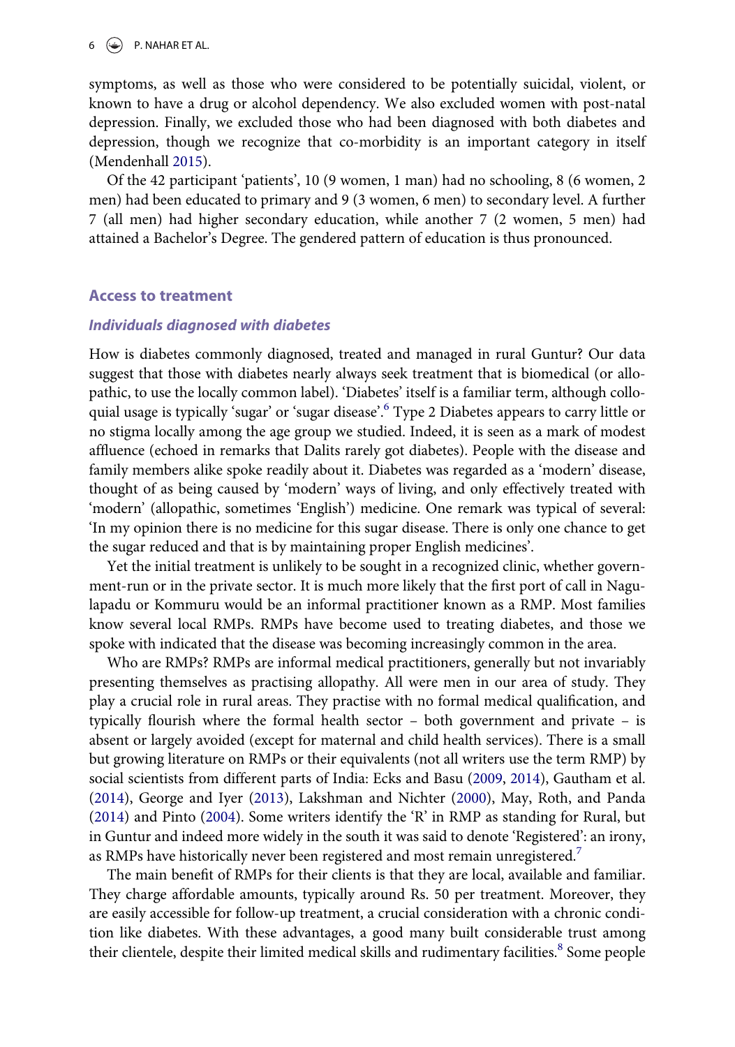symptoms, as well as those who were considered to be potentially suicidal, violent, or known to have a drug or alcohol dependency. We also excluded women with post-natal depression. Finally, we excluded those who had been diagnosed with both diabetes and depression, though we recognize that co-morbidity is an important category in itself (Mendenhall 2015).

Of the 42 participant 'patients', 10 (9 women, 1 man) had no schooling, 8 (6 women, 2 men) had been educated to primary and 9 (3 women, 6 men) to secondary level. A further 7 (all men) had higher secondary education, while another 7 (2 women, 5 men) had attained a Bachelor's Degree. The gendered pattern of education is thus pronounced.

## Access to treatment

### *Individuals diagnosed with diabetes*

How is diabetes commonly diagnosed, treated and managed in rural Guntur? Our data suggest that those with diabetes nearly always seek treatment that is biomedical (or allopathic, to use the locally common label). 'Diabetes' itself is a familiar term, although colloquial usage is typically 'sugar' or 'sugar disease'.[6] Type 2 Diabetes appears to carry little or no stigma locally among the age group we studied. Indeed, it is seen as a mark of modest affluence (echoed in remarks that Dalits rarely got diabetes). People with the disease and family members alike spoke readily about it. Diabetes was regarded as a 'modern' disease, thought of as being caused by 'modern' ways of living, and only effectively treated with 'modern' (allopathic, sometimes 'English') medicine. One remark was typical of several: 'In my opinion there is no medicine for this sugar disease. There is only one chance to get the sugar reduced and that is by maintaining proper English medicines'.

Yet the initial treatment is unlikely to be sought in a recognized clinic, whether government-run or in the private sector. It is much more likely that the first port of call in Nagulapadu or Kommuru would be an informal practitioner known as a RMP. Most families know several local RMPs. RMPs have become used to treating diabetes, and those we spoke with indicated that the disease was becoming increasingly common in the area.

Who are RMPs? RMPs are informal medical practitioners, generally but not invariably presenting themselves as practising allopathy. All were men in our area of study. They play a crucial role in rural areas. They practise with no formal medical qualification, and typically flourish where the formal health sector – both government and private – is absent or largely avoided (except for maternal and child health services). There is a small but growing literature on RMPs or their equivalents (not all writers use the term RMP) by social scientists from different parts of India: Ecks and Basu (2009, 2014), Gautham et al. (2014), George and Iyer (2013), Lakshman and Nichter (2000), May, Roth, and Panda (2014) and Pinto (2004). Some writers identify the 'R' in RMP as standing for Rural, but in Guntur and indeed more widely in the south it was said to denote 'Registered': an irony, as RMPs have historically never been registered and most remain unregistered.[7]

The main benefit of RMPs for their clients is that they are local, available and familiar. They charge affordable amounts, typically around Rs. 50 per treatment. Moreover, they are easily accessible for follow-up treatment, a crucial consideration with a chronic condition like diabetes. With these advantages, a good many built considerable trust among their clientele, despite their limited medical skills and rudimentary facilities.[8] Some people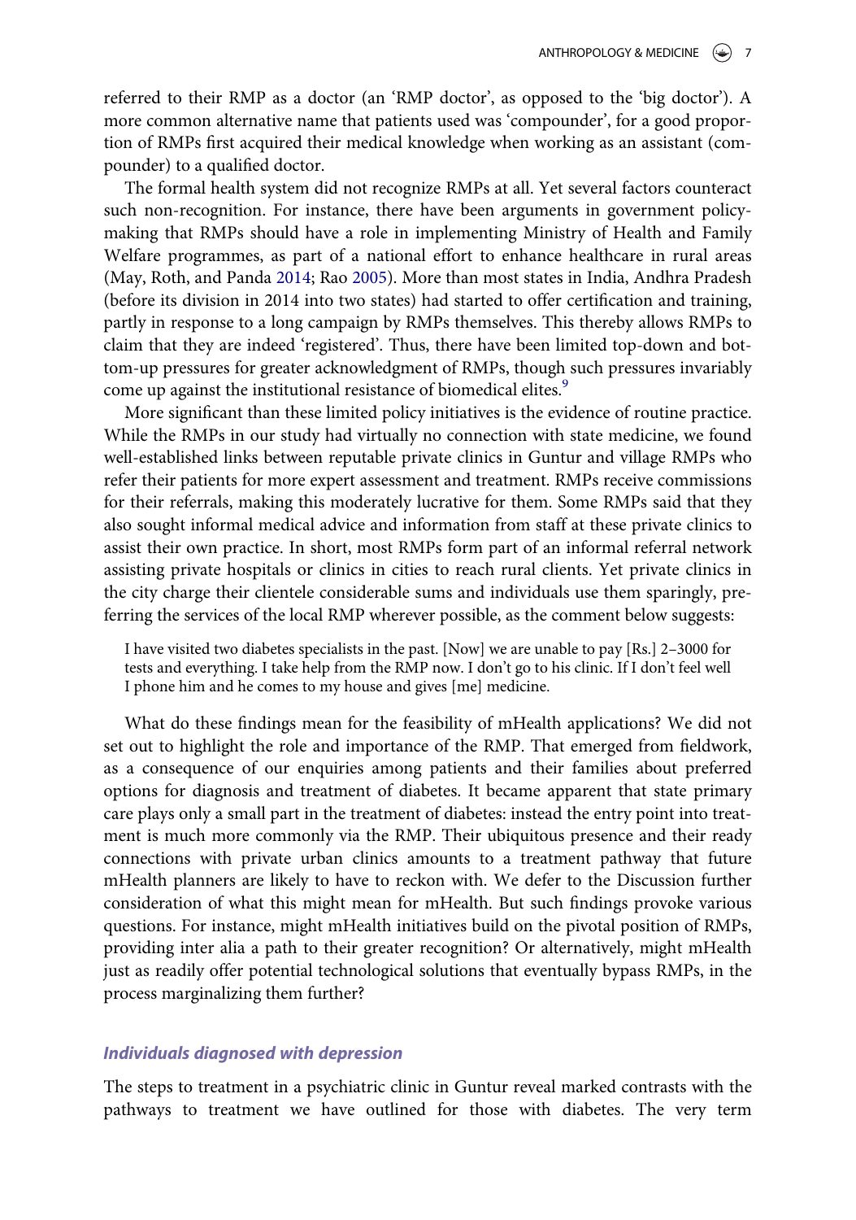referred to their RMP as a doctor (an 'RMP doctor', as opposed to the 'big doctor'). A more common alternative name that patients used was 'compounder', for a good proportion of RMPs first acquired their medical knowledge when working as an assistant (compounder) to a qualified doctor.

The formal health system did not recognize RMPs at all. Yet several factors counteract such non-recognition. For instance, there have been arguments in government policy-making that RMPs should have a role in implementing Ministry of Health and Family Welfare programmes, as part of a national effort to enhance healthcare in rural areas (May, Roth, and Panda 2014; Rao 2005). More than most states in India, Andhra Pradesh (before its division in 2014 into two states) had started to offer certification and training, partly in response to a long campaign by RMPs themselves. This thereby allows RMPs to claim that they are indeed 'registered'. Thus, there have been limited top-down and bottom-up pressures for greater acknowledgment of RMPs, though such pressures invariably come up against the institutional resistance of biomedical elites.[9]

More significant than these limited policy initiatives is the evidence of routine practice. While the RMPs in our study had virtually no connection with state medicine, we found well-established links between reputable private clinics in Guntur and village RMPs who refer their patients for more expert assessment and treatment. RMPs receive commissions for their referrals, making this moderately lucrative for them. Some RMPs said that they also sought informal medical advice and information from staff at these private clinics to assist their own practice. In short, most RMPs form part of an informal referral network assisting private hospitals or clinics in cities to reach rural clients. Yet private clinics in the city charge their clientele considerable sums and individuals use them sparingly, preferring the services of the local RMP wherever possible, as the comment below suggests:

> I have visited two diabetes specialists in the past. [Now] we are unable to pay [Rs.] 2–3000 for tests and everything. I take help from the RMP now. I don't go to his clinic. If I don't feel well I phone him and he comes to my house and gives [me] medicine.

What do these findings mean for the feasibility of mHealth applications? We did not set out to highlight the role and importance of the RMP. That emerged from fieldwork, as a consequence of our enquiries among patients and their families about preferred options for diagnosis and treatment of diabetes. It became apparent that state primary care plays only a small part in the treatment of diabetes: instead the entry point into treatment is much more commonly via the RMP. Their ubiquitous presence and their ready connections with private urban clinics amounts to a treatment pathway that future mHealth planners are likely to have to reckon with. We defer to the Discussion further consideration of what this might mean for mHealth. But such findings provoke various questions. For instance, might mHealth initiatives build on the pivotal position of RMPs, providing inter alia a path to their greater recognition? Or alternatively, might mHealth just as readily offer potential technological solutions that eventually bypass RMPs, in the process marginalizing them further?

### *Individuals diagnosed with depression*

The steps to treatment in a psychiatric clinic in Guntur reveal marked contrasts with the pathways to treatment we have outlined for those with diabetes. The very term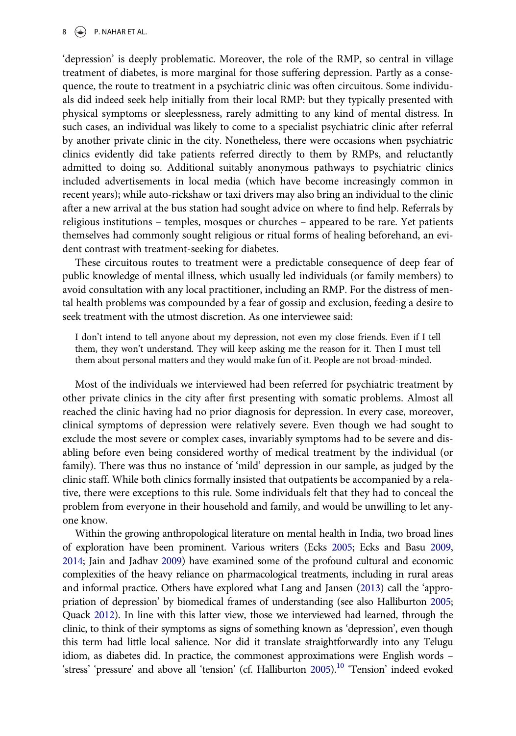'depression' is deeply problematic. Moreover, the role of the RMP, so central in village treatment of diabetes, is more marginal for those suffering depression. Partly as a consequence, the route to treatment in a psychiatric clinic was often circuitous. Some individuals did indeed seek help initially from their local RMP: but they typically presented with physical symptoms or sleeplessness, rarely admitting to any kind of mental distress. In such cases, an individual was likely to come to a specialist psychiatric clinic after referral by another private clinic in the city. Nonetheless, there were occasions when psychiatric clinics evidently did take patients referred directly to them by RMPs, and reluctantly admitted to doing so. Additional suitably anonymous pathways to psychiatric clinics included advertisements in local media (which have become increasingly common in recent years); while auto-rickshaw or taxi drivers may also bring an individual to the clinic after a new arrival at the bus station had sought advice on where to find help. Referrals by religious institutions – temples, mosques or churches – appeared to be rare. Yet patients themselves had commonly sought religious or ritual forms of healing beforehand, an evident contrast with treatment-seeking for diabetes.

These circuitous routes to treatment were a predictable consequence of deep fear of public knowledge of mental illness, which usually led individuals (or family members) to avoid consultation with any local practitioner, including an RMP. For the distress of mental health problems was compounded by a fear of gossip and exclusion, feeding a desire to seek treatment with the utmost discretion. As one interviewee said:

> I don't intend to tell anyone about my depression, not even my close friends. Even if I tell them, they won't understand. They will keep asking me the reason for it. Then I must tell them about personal matters and they would make fun of it. People are not broad-minded.

Most of the individuals we interviewed had been referred for psychiatric treatment by other private clinics in the city after first presenting with somatic problems. Almost all reached the clinic having had no prior diagnosis for depression. In every case, moreover, clinical symptoms of depression were relatively severe. Even though we had sought to exclude the most severe or complex cases, invariably symptoms had to be severe and disabling before even being considered worthy of medical treatment by the individual (or family). There was thus no instance of 'mild' depression in our sample, as judged by the clinic staff. While both clinics formally insisted that outpatients be accompanied by a relative, there were exceptions to this rule. Some individuals felt that they had to conceal the problem from everyone in their household and family, and would be unwilling to let anyone know.

Within the growing anthropological literature on mental health in India, two broad lines of exploration have been prominent. Various writers (Ecks 2005; Ecks and Basu 2009, 2014; Jain and Jadhav 2009) have examined some of the profound cultural and economic complexities of the heavy reliance on pharmacological treatments, including in rural areas and informal practice. Others have explored what Lang and Jansen (2013) call the 'appropriation of depression' by biomedical frames of understanding (see also Halliburton 2005; Quack 2012). In line with this latter view, those we interviewed had learned, through the clinic, to think of their symptoms as signs of something known as 'depression', even though this term had little local salience. Nor did it translate straightforwardly into any Telugu idiom, as diabetes did. In practice, the commonest approximations were English words – 'stress' 'pressure' and above all 'tension' (cf. Halliburton 2005).[10] 'Tension' indeed evoked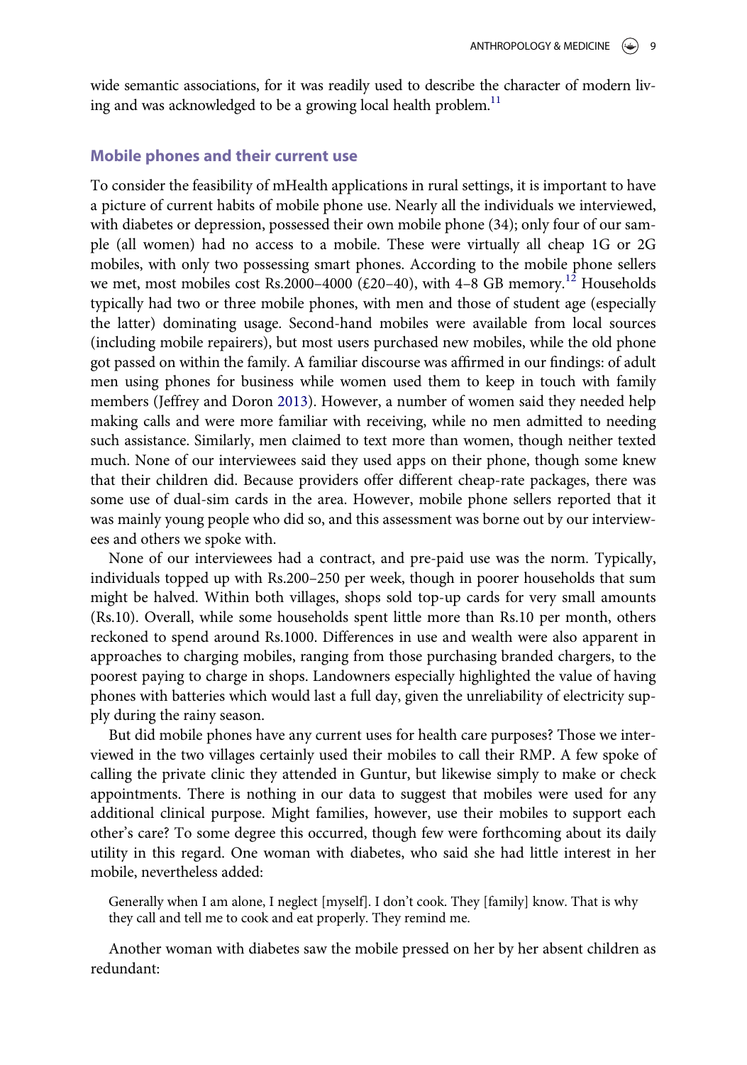wide semantic associations, for it was readily used to describe the character of modern living and was acknowledged to be a growing local health problem.[11]

## Mobile phones and their current use

To consider the feasibility of mHealth applications in rural settings, it is important to have a picture of current habits of mobile phone use. Nearly all the individuals we interviewed, with diabetes or depression, possessed their own mobile phone (34); only four of our sample (all women) had no access to a mobile. These were virtually all cheap 1G or 2G mobiles, with only two possessing smart phones. According to the mobile phone sellers we met, most mobiles cost Rs.2000–4000 (£20–40), with 4–8 GB memory.[12] Households typically had two or three mobile phones, with men and those of student age (especially the latter) dominating usage. Second-hand mobiles were available from local sources (including mobile repairers), but most users purchased new mobiles, while the old phone got passed on within the family. A familiar discourse was affirmed in our findings: of adult men using phones for business while women used them to keep in touch with family members (Jeffrey and Doron 2013). However, a number of women said they needed help making calls and were more familiar with receiving, while no men admitted to needing such assistance. Similarly, men claimed to text more than women, though neither texted much. None of our interviewees said they used apps on their phone, though some knew that their children did. Because providers offer different cheap-rate packages, there was some use of dual-sim cards in the area. However, mobile phone sellers reported that it was mainly young people who did so, and this assessment was borne out by our interviewees and others we spoke with.

None of our interviewees had a contract, and pre-paid use was the norm. Typically, individuals topped up with Rs.200–250 per week, though in poorer households that sum might be halved. Within both villages, shops sold top-up cards for very small amounts (Rs.10). Overall, while some households spent little more than Rs.10 per month, others reckoned to spend around Rs.1000. Differences in use and wealth were also apparent in approaches to charging mobiles, ranging from those purchasing branded chargers, to the poorest paying to charge in shops. Landowners especially highlighted the value of having phones with batteries which would last a full day, given the unreliability of electricity supply during the rainy season.

But did mobile phones have any current uses for health care purposes? Those we interviewed in the two villages certainly used their mobiles to call their RMP. A few spoke of calling the private clinic they attended in Guntur, but likewise simply to make or check appointments. There is nothing in our data to suggest that mobiles were used for any additional clinical purpose. Might families, however, use their mobiles to support each other's care? To some degree this occurred, though few were forthcoming about its daily utility in this regard. One woman with diabetes, who said she had little interest in her mobile, nevertheless added:

> Generally when I am alone, I neglect [myself]. I don't cook. They [family] know. That is why they call and tell me to cook and eat properly. They remind me.

Another woman with diabetes saw the mobile pressed on her by her absent children as redundant: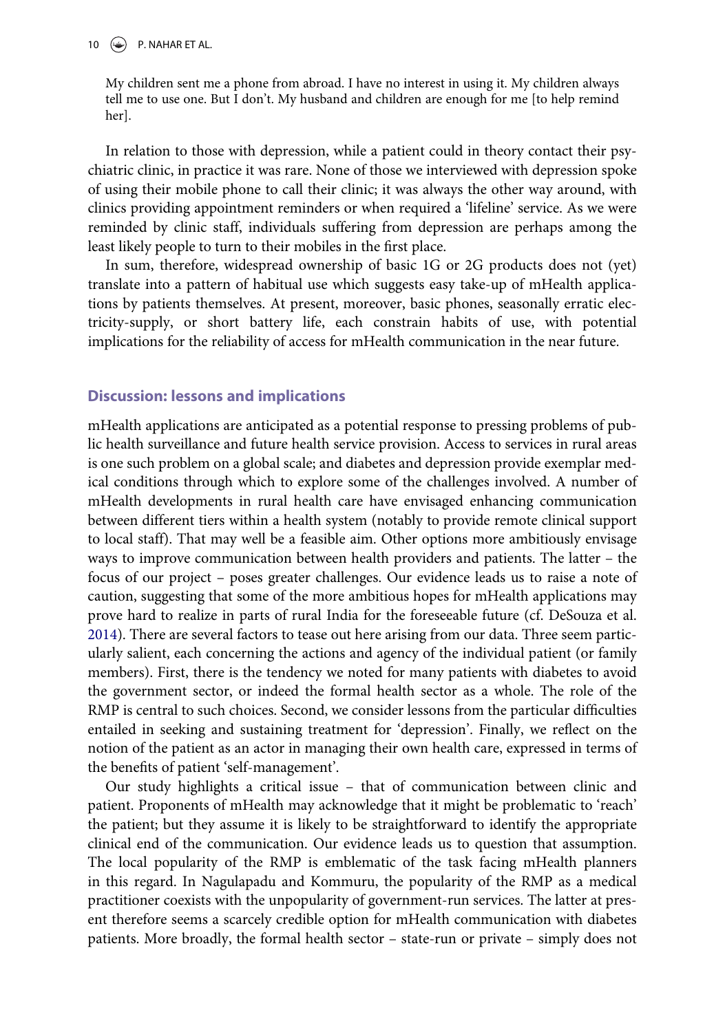> My children sent me a phone from abroad. I have no interest in using it. My children always tell me to use one. But I don't. My husband and children are enough for me [to help remind her].

In relation to those with depression, while a patient could in theory contact their psychiatric clinic, in practice it was rare. None of those we interviewed with depression spoke of using their mobile phone to call their clinic; it was always the other way around, with clinics providing appointment reminders or when required a 'lifeline' service. As we were reminded by clinic staff, individuals suffering from depression are perhaps among the least likely people to turn to their mobiles in the first place.

In sum, therefore, widespread ownership of basic 1G or 2G products does not (yet) translate into a pattern of habitual use which suggests easy take-up of mHealth applications by patients themselves. At present, moreover, basic phones, seasonally erratic electricity-supply, or short battery life, each constrain habits of use, with potential implications for the reliability of access for mHealth communication in the near future.

## Discussion: lessons and implications

mHealth applications are anticipated as a potential response to pressing problems of public health surveillance and future health service provision. Access to services in rural areas is one such problem on a global scale; and diabetes and depression provide exemplar medical conditions through which to explore some of the challenges involved. A number of mHealth developments in rural health care have envisaged enhancing communication between different tiers within a health system (notably to provide remote clinical support to local staff). That may well be a feasible aim. Other options more ambitiously envisage ways to improve communication between health providers and patients. The latter – the focus of our project – poses greater challenges. Our evidence leads us to raise a note of caution, suggesting that some of the more ambitious hopes for mHealth applications may prove hard to realize in parts of rural India for the foreseeable future (cf. DeSouza et al. 2014). There are several factors to tease out here arising from our data. Three seem particularly salient, each concerning the actions and agency of the individual patient (or family members). First, there is the tendency we noted for many patients with diabetes to avoid the government sector, or indeed the formal health sector as a whole. The role of the RMP is central to such choices. Second, we consider lessons from the particular difficulties entailed in seeking and sustaining treatment for 'depression'. Finally, we reflect on the notion of the patient as an actor in managing their own health care, expressed in terms of the benefits of patient 'self-management'.

Our study highlights a critical issue – that of communication between clinic and patient. Proponents of mHealth may acknowledge that it might be problematic to 'reach' the patient; but they assume it is likely to be straightforward to identify the appropriate clinical end of the communication. Our evidence leads us to question that assumption. The local popularity of the RMP is emblematic of the task facing mHealth planners in this regard. In Nagulapadu and Kommuru, the popularity of the RMP as a medical practitioner coexists with the unpopularity of government-run services. The latter at present therefore seems a scarcely credible option for mHealth communication with diabetes patients. More broadly, the formal health sector – state-run or private – simply does not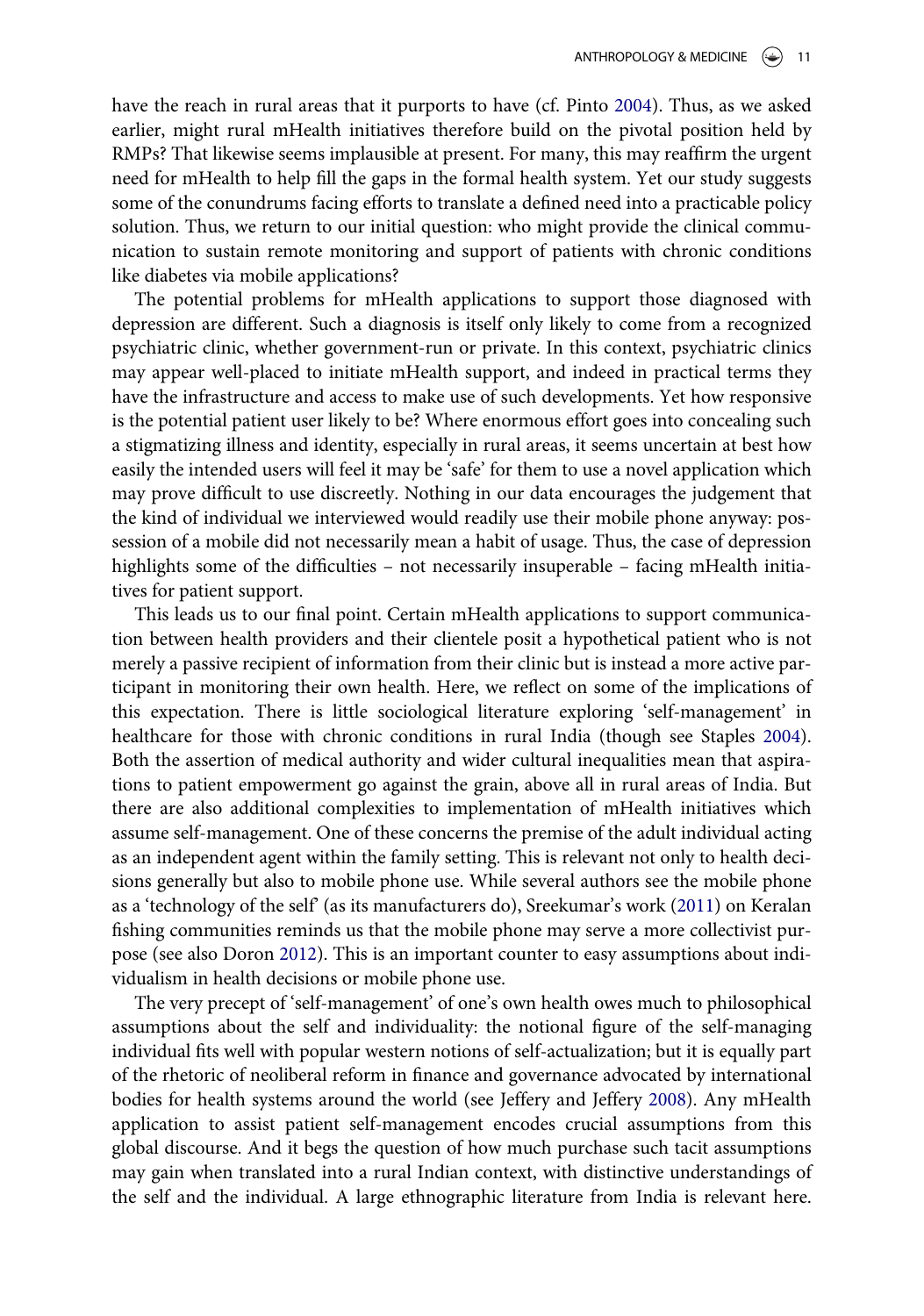have the reach in rural areas that it purports to have (cf. Pinto 2004). Thus, as we asked earlier, might rural mHealth initiatives therefore build on the pivotal position held by RMPs? That likewise seems implausible at present. For many, this may reaffirm the urgent need for mHealth to help fill the gaps in the formal health system. Yet our study suggests some of the conundrums facing efforts to translate a defined need into a practicable policy solution. Thus, we return to our initial question: who might provide the clinical communication to sustain remote monitoring and support of patients with chronic conditions like diabetes via mobile applications?

The potential problems for mHealth applications to support those diagnosed with depression are different. Such a diagnosis is itself only likely to come from a recognized psychiatric clinic, whether government-run or private. In this context, psychiatric clinics may appear well-placed to initiate mHealth support, and indeed in practical terms they have the infrastructure and access to make use of such developments. Yet how responsive is the potential patient user likely to be? Where enormous effort goes into concealing such a stigmatizing illness and identity, especially in rural areas, it seems uncertain at best how easily the intended users will feel it may be 'safe' for them to use a novel application which may prove difficult to use discreetly. Nothing in our data encourages the judgement that the kind of individual we interviewed would readily use their mobile phone anyway: possession of a mobile did not necessarily mean a habit of usage. Thus, the case of depression highlights some of the difficulties – not necessarily insuperable – facing mHealth initiatives for patient support.

This leads us to our final point. Certain mHealth applications to support communication between health providers and their clientele posit a hypothetical patient who is not merely a passive recipient of information from their clinic but is instead a more active participant in monitoring their own health. Here, we reflect on some of the implications of this expectation. There is little sociological literature exploring 'self-management' in healthcare for those with chronic conditions in rural India (though see Staples 2004). Both the assertion of medical authority and wider cultural inequalities mean that aspirations to patient empowerment go against the grain, above all in rural areas of India. But there are also additional complexities to implementation of mHealth initiatives which assume self-management. One of these concerns the premise of the adult individual acting as an independent agent within the family setting. This is relevant not only to health decisions generally but also to mobile phone use. While several authors see the mobile phone as a 'technology of the self' (as its manufacturers do), Sreekumar's work (2011) on Keralan fishing communities reminds us that the mobile phone may serve a more collectivist purpose (see also Doron 2012). This is an important counter to easy assumptions about individualism in health decisions or mobile phone use.

The very precept of 'self-management' of one's own health owes much to philosophical assumptions about the self and individuality: the notional figure of the self-managing individual fits well with popular western notions of self-actualization; but it is equally part of the rhetoric of neoliberal reform in finance and governance advocated by international bodies for health systems around the world (see Jeffery and Jeffery 2008). Any mHealth application to assist patient self-management encodes crucial assumptions from this global discourse. And it begs the question of how much purchase such tacit assumptions may gain when translated into a rural Indian context, with distinctive understandings of the self and the individual. A large ethnographic literature from India is relevant here.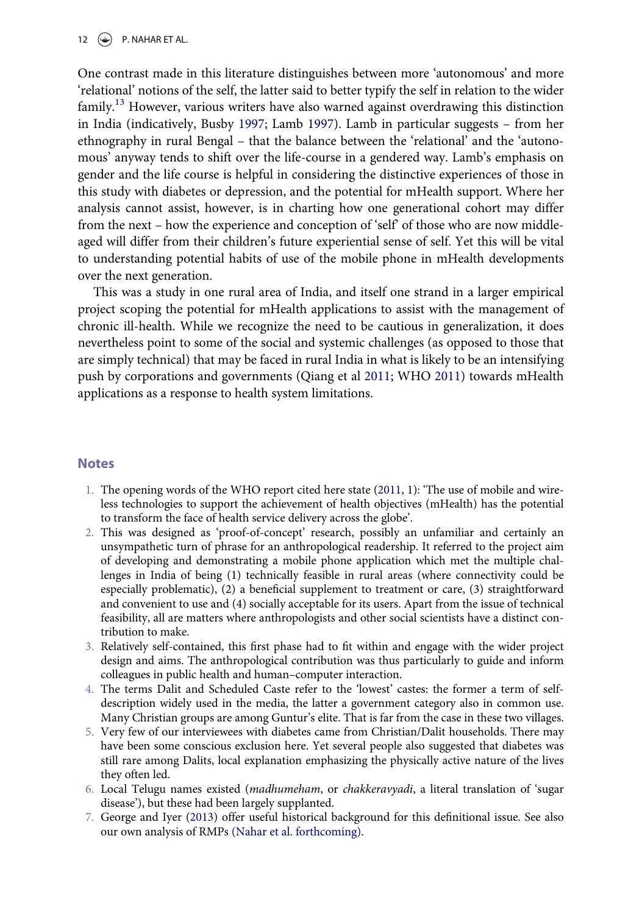One contrast made in this literature distinguishes between more ‘autonomous’ and more ‘relational’ notions of the self, the latter said to better typify the self in relation to the wider family.[13] However, various writers have also warned against overdrawing this distinction in India (indicatively, Busby 1997; Lamb 1997). Lamb in particular suggests – from her ethnography in rural Bengal – that the balance between the ‘relational’ and the ‘autonomous’ anyway tends to shift over the life-course in a gendered way. Lamb’s emphasis on gender and the life course is helpful in considering the distinctive experiences of those in this study with diabetes or depression, and the potential for mHealth support. Where her analysis cannot assist, however, is in charting how one generational cohort may differ from the next – how the experience and conception of ‘self’ of those who are now middle-aged will differ from their children’s future experiential sense of self. Yet this will be vital to understanding potential habits of use of the mobile phone in mHealth developments over the next generation.

This was a study in one rural area of India, and itself one strand in a larger empirical project scoping the potential for mHealth applications to assist with the management of chronic ill-health. While we recognize the need to be cautious in generalization, it does nevertheless point to some of the social and systemic challenges (as opposed to those that are simply technical) that may be faced in rural India in what is likely to be an intensifying push by corporations and governments (Qiang et al 2011; WHO 2011) towards mHealth applications as a response to health system limitations.

## Notes

1. The opening words of the WHO report cited here state (2011, 1): ‘The use of mobile and wireless technologies to support the achievement of health objectives (mHealth) has the potential to transform the face of health service delivery across the globe’.
2. This was designed as ‘proof-of-concept’ research, possibly an unfamiliar and certainly an unsympathetic turn of phrase for an anthropological readership. It referred to the project aim of developing and demonstrating a mobile phone application which met the multiple challenges in India of being (1) technically feasible in rural areas (where connectivity could be especially problematic), (2) a beneficial supplement to treatment or care, (3) straightforward and convenient to use and (4) socially acceptable for its users. Apart from the issue of technical feasibility, all are matters where anthropologists and other social scientists have a distinct contribution to make.
3. Relatively self-contained, this first phase had to fit within and engage with the wider project design and aims. The anthropological contribution was thus particularly to guide and inform colleagues in public health and human–computer interaction.
4. The terms Dalit and Scheduled Caste refer to the ‘lowest’ castes: the former a term of self-description widely used in the media, the latter a government category also in common use. Many Christian groups are among Guntur’s elite. That is far from the case in these two villages.
5. Very few of our interviewees with diabetes came from Christian/Dalit households. There may have been some conscious exclusion here. Yet several people also suggested that diabetes was still rare among Dalits, local explanation emphasizing the physically active nature of the lives they often led.
6. Local Telugu names existed (*madhumeham*, or *chakkeravyadi*, a literal translation of ‘sugar disease’), but these had been largely supplanted.
7. George and Iyer (2013) offer useful historical background for this definitional issue. See also our own analysis of RMPs (Nahar et al. forthcoming).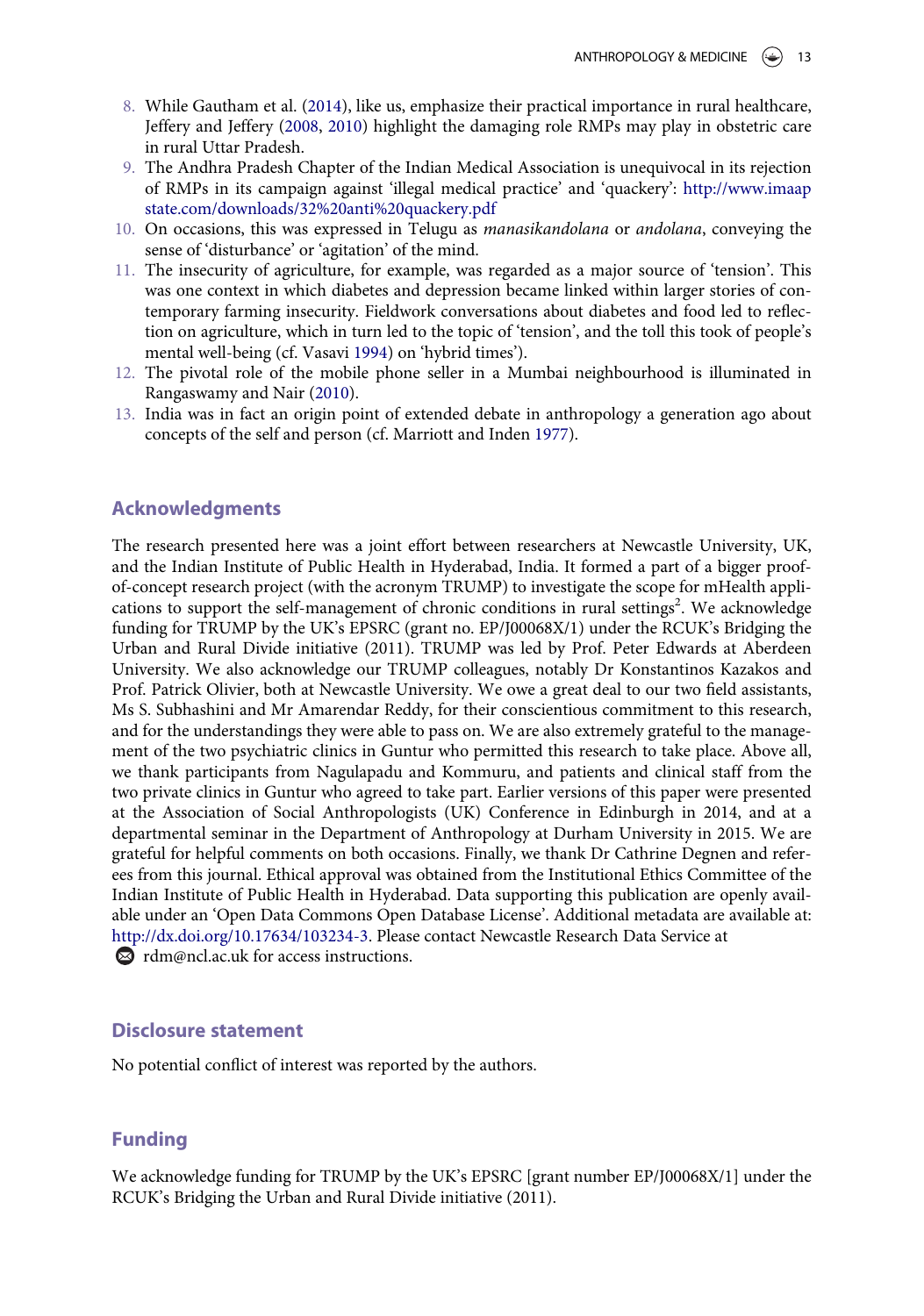8. While Gautham et al. (2014), like us, emphasize their practical importance in rural healthcare, Jeffery and Jeffery (2008, 2010) highlight the damaging role RMPs may play in obstetric care in rural Uttar Pradesh.
9. The Andhra Pradesh Chapter of the Indian Medical Association is unequivocal in its rejection of RMPs in its campaign against 'illegal medical practice' and 'quackery': http://www.imaapstate.com/downloads/32%20anti%20quackery.pdf
10. On occasions, this was expressed in Telugu as *manasikandolana* or *andolana*, conveying the sense of 'disturbance' or 'agitation' of the mind.
11. The insecurity of agriculture, for example, was regarded as a major source of 'tension'. This was one context in which diabetes and depression became linked within larger stories of contemporary farming insecurity. Fieldwork conversations about diabetes and food led to reflection on agriculture, which in turn led to the topic of 'tension', and the toll this took of people's mental well-being (cf. Vasavi 1994) on 'hybrid times').
12. The pivotal role of the mobile phone seller in a Mumbai neighbourhood is illuminated in Rangaswamy and Nair (2010).
13. India was in fact an origin point of extended debate in anthropology a generation ago about concepts of the self and person (cf. Marriott and Inden 1977).

## Acknowledgments

The research presented here was a joint effort between researchers at Newcastle University, UK, and the Indian Institute of Public Health in Hyderabad, India. It formed a part of a bigger proof-of-concept research project (with the acronym TRUMP) to investigate the scope for mHealth applications to support the self-management of chronic conditions in rural settings[2]. We acknowledge funding for TRUMP by the UK's EPSRC (grant no. EP/J00068X/1) under the RCUK's Bridging the Urban and Rural Divide initiative (2011). TRUMP was led by Prof. Peter Edwards at Aberdeen University. We also acknowledge our TRUMP colleagues, notably Dr Konstantinos Kazakos and Prof. Patrick Olivier, both at Newcastle University. We owe a great deal to our two field assistants, Ms S. Subhashini and Mr Amarendar Reddy, for their conscientious commitment to this research, and for the understandings they were able to pass on. We are also extremely grateful to the management of the two psychiatric clinics in Guntur who permitted this research to take place. Above all, we thank participants from Nagulapadu and Kommuru, and patients and clinical staff from the two private clinics in Guntur who agreed to take part. Earlier versions of this paper were presented at the Association of Social Anthropologists (UK) Conference in Edinburgh in 2014, and at a departmental seminar in the Department of Anthropology at Durham University in 2015. We are grateful for helpful comments on both occasions. Finally, we thank Dr Cathrine Degnen and referees from this journal. Ethical approval was obtained from the Institutional Ethics Committee of the Indian Institute of Public Health in Hyderabad. Data supporting this publication are openly available under an 'Open Data Commons Open Database License'. Additional metadata are available at: http://dx.doi.org/10.17634/103234-3. Please contact Newcastle Research Data Service at rdm@ncl.ac.uk for access instructions.

## Disclosure statement

No potential conflict of interest was reported by the authors.

## Funding

We acknowledge funding for TRUMP by the UK's EPSRC [grant number EP/J00068X/1] under the RCUK's Bridging the Urban and Rural Divide initiative (2011).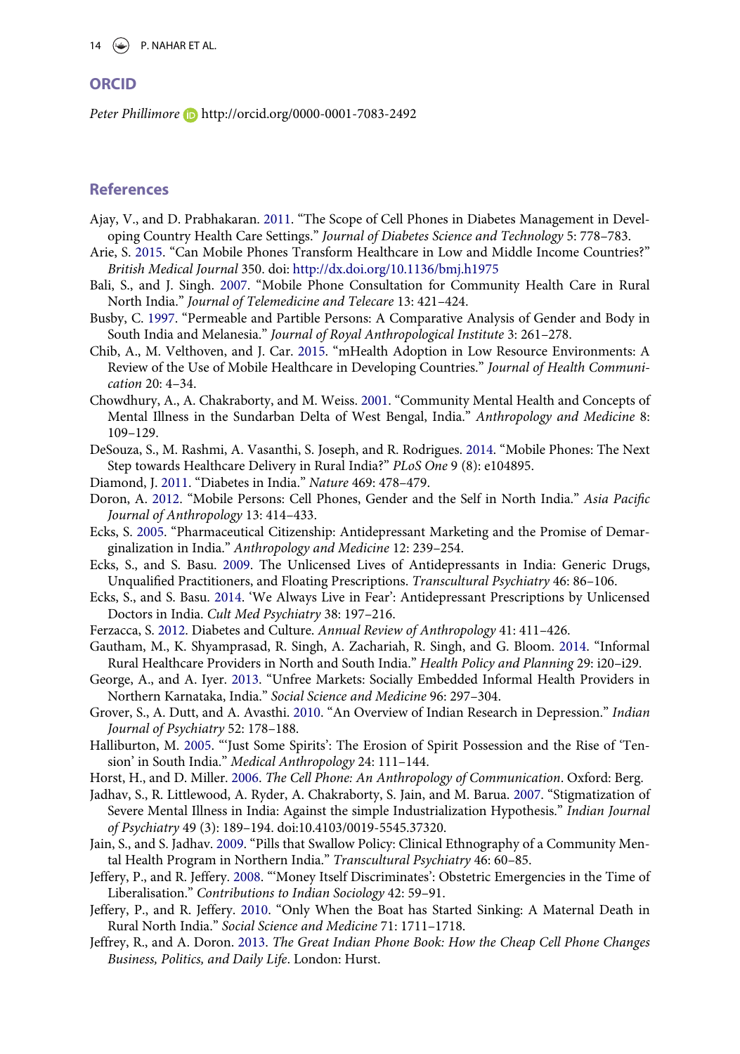## ORCID

*Peter Phillimore* http://orcid.org/0000-0001-7083-2492

## References

Ajay, V., and D. Prabhakaran. 2011. "The Scope of Cell Phones in Diabetes Management in Developing Country Health Care Settings." *Journal of Diabetes Science and Technology* 5: 778–783.

Arie, S. 2015. "Can Mobile Phones Transform Healthcare in Low and Middle Income Countries?" *British Medical Journal* 350. doi: http://dx.doi.org/10.1136/bmj.h1975

Bali, S., and J. Singh. 2007. "Mobile Phone Consultation for Community Health Care in Rural North India." *Journal of Telemedicine and Telecare* 13: 421–424.

Busby, C. 1997. "Permeable and Partible Persons: A Comparative Analysis of Gender and Body in South India and Melanesia." *Journal of Royal Anthropological Institute* 3: 261–278.

Chib, A., M. Velthoven, and J. Car. 2015. "mHealth Adoption in Low Resource Environments: A Review of the Use of Mobile Healthcare in Developing Countries." *Journal of Health Communication* 20: 4–34.

Chowdhury, A., A. Chakraborty, and M. Weiss. 2001. "Community Mental Health and Concepts of Mental Illness in the Sundarban Delta of West Bengal, India." *Anthropology and Medicine* 8: 109–129.

DeSouza, S., M. Rashmi, A. Vasanthi, S. Joseph, and R. Rodrigues. 2014. "Mobile Phones: The Next Step towards Healthcare Delivery in Rural India?" *PLoS One* 9 (8): e104895.

Diamond, J. 2011. "Diabetes in India." *Nature* 469: 478–479.

Doron, A. 2012. "Mobile Persons: Cell Phones, Gender and the Self in North India." *Asia Pacific Journal of Anthropology* 13: 414–433.

Ecks, S. 2005. "Pharmaceutical Citizenship: Antidepressant Marketing and the Promise of Demarginalization in India." *Anthropology and Medicine* 12: 239–254.

Ecks, S., and S. Basu. 2009. The Unlicensed Lives of Antidepressants in India: Generic Drugs, Unqualified Practitioners, and Floating Prescriptions. *Transcultural Psychiatry* 46: 86–106.

Ecks, S., and S. Basu. 2014. 'We Always Live in Fear': Antidepressant Prescriptions by Unlicensed Doctors in India. *Cult Med Psychiatry* 38: 197–216.

Ferzacca, S. 2012. Diabetes and Culture. *Annual Review of Anthropology* 41: 411–426.

Gautham, M., K. Shyamprasad, R. Singh, A. Zachariah, R. Singh, and G. Bloom. 2014. "Informal Rural Healthcare Providers in North and South India." *Health Policy and Planning* 29: i20–i29.

George, A., and A. Iyer. 2013. "Unfree Markets: Socially Embedded Informal Health Providers in Northern Karnataka, India." *Social Science and Medicine* 96: 297–304.

Grover, S., A. Dutt, and A. Avasthi. 2010. "An Overview of Indian Research in Depression." *Indian Journal of Psychiatry* 52: 178–188.

Halliburton, M. 2005. "'Just Some Spirits': The Erosion of Spirit Possession and the Rise of 'Tension' in South India." *Medical Anthropology* 24: 111–144.

Horst, H., and D. Miller. 2006. *The Cell Phone: An Anthropology of Communication*. Oxford: Berg.

Jadhav, S., R. Littlewood, A. Ryder, A. Chakraborty, S. Jain, and M. Barua. 2007. "Stigmatization of Severe Mental Illness in India: Against the simple Industrialization Hypothesis." *Indian Journal of Psychiatry* 49 (3): 189–194. doi:10.4103/0019-5545.37320.

Jain, S., and S. Jadhav. 2009. "Pills that Swallow Policy: Clinical Ethnography of a Community Mental Health Program in Northern India." *Transcultural Psychiatry* 46: 60–85.

Jeffery, P., and R. Jeffery. 2008. "'Money Itself Discriminates': Obstetric Emergencies in the Time of Liberalisation." *Contributions to Indian Sociology* 42: 59–91.

Jeffery, P., and R. Jeffery. 2010. "Only When the Boat has Started Sinking: A Maternal Death in Rural North India." *Social Science and Medicine* 71: 1711–1718.

Jeffrey, R., and A. Doron. 2013. *The Great Indian Phone Book: How the Cheap Cell Phone Changes Business, Politics, and Daily Life*. London: Hurst.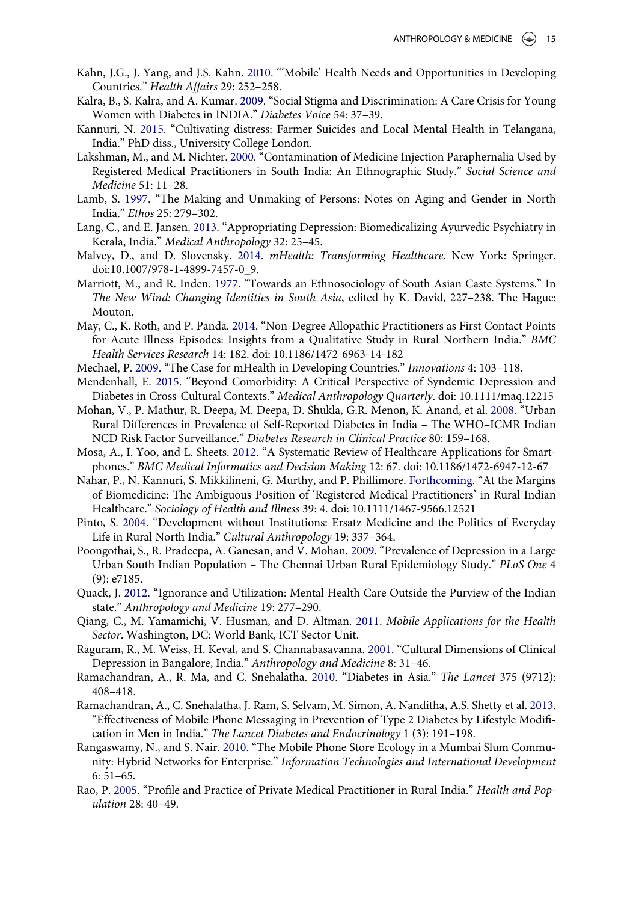Kahn, J.G., J. Yang, and J.S. Kahn. 2010. "'Mobile' Health Needs and Opportunities in Developing Countries." *Health Affairs* 29: 252–258.

Kalra, B., S. Kalra, and A. Kumar. 2009. "Social Stigma and Discrimination: A Care Crisis for Young Women with Diabetes in INDIA." *Diabetes Voice* 54: 37–39.

Kannuri, N. 2015. "Cultivating distress: Farmer Suicides and Local Mental Health in Telangana, India." PhD diss., University College London.

Lakshman, M., and M. Nichter. 2000. "Contamination of Medicine Injection Paraphernalia Used by Registered Medical Practitioners in South India: An Ethnographic Study." *Social Science and Medicine* 51: 11–28.

Lamb, S. 1997. "The Making and Unmaking of Persons: Notes on Aging and Gender in North India." *Ethos* 25: 279–302.

Lang, C., and E. Jansen. 2013. "Appropriating Depression: Biomedicalizing Ayurvedic Psychiatry in Kerala, India." *Medical Anthropology* 32: 25–45.

Malvey, D., and D. Slovensky. 2014. *mHealth: Transforming Healthcare*. New York: Springer. doi:10.1007/978-1-4899-7457-0_9.

Marriott, M., and R. Inden. 1977. "Towards an Ethnosociology of South Asian Caste Systems." In *The New Wind: Changing Identities in South Asia*, edited by K. David, 227–238. The Hague: Mouton.

May, C., K. Roth, and P. Panda. 2014. "Non-Degree Allopathic Practitioners as First Contact Points for Acute Illness Episodes: Insights from a Qualitative Study in Rural Northern India." *BMC Health Services Research* 14: 182. doi: 10.1186/1472-6963-14-182

Mechael, P. 2009. "The Case for mHealth in Developing Countries." *Innovations* 4: 103–118.

Mendenhall, E. 2015. "Beyond Comorbidity: A Critical Perspective of Syndemic Depression and Diabetes in Cross-Cultural Contexts." *Medical Anthropology Quarterly*. doi: 10.1111/maq.12215

Mohan, V., P. Mathur, R. Deepa, M. Deepa, D. Shukla, G.R. Menon, K. Anand, et al. 2008. "Urban Rural Differences in Prevalence of Self-Reported Diabetes in India – The WHO–ICMR Indian NCD Risk Factor Surveillance." *Diabetes Research in Clinical Practice* 80: 159–168.

Mosa, A., I. Yoo, and L. Sheets. 2012. "A Systematic Review of Healthcare Applications for Smartphones." *BMC Medical Informatics and Decision Making* 12: 67. doi: 10.1186/1472-6947-12-67

Nahar, P., N. Kannuri, S. Mikkilineni, G. Murthy, and P. Phillimore. Forthcoming. "At the Margins of Biomedicine: The Ambiguous Position of 'Registered Medical Practitioners' in Rural Indian Healthcare." *Sociology of Health and Illness* 39: 4. doi: 10.1111/1467-9566.12521

Pinto, S. 2004. "Development without Institutions: Ersatz Medicine and the Politics of Everyday Life in Rural North India." *Cultural Anthropology* 19: 337–364.

Poongothai, S., R. Pradeepa, A. Ganesan, and V. Mohan. 2009. "Prevalence of Depression in a Large Urban South Indian Population – The Chennai Urban Rural Epidemiology Study." *PLoS One* 4 (9): e7185.

Quack, J. 2012. "Ignorance and Utilization: Mental Health Care Outside the Purview of the Indian state." *Anthropology and Medicine* 19: 277–290.

Qiang, C., M. Yamamichi, V. Husman, and D. Altman. 2011. *Mobile Applications for the Health Sector*. Washington, DC: World Bank, ICT Sector Unit.

Raguram, R., M. Weiss, H. Keval, and S. Channabasavanna. 2001. "Cultural Dimensions of Clinical Depression in Bangalore, India." *Anthropology and Medicine* 8: 31–46.

Ramachandran, A., R. Ma, and C. Snehalatha. 2010. "Diabetes in Asia." *The Lancet* 375 (9712): 408–418.

Ramachandran, A., C. Snehalatha, J. Ram, S. Selvam, M. Simon, A. Nanditha, A.S. Shetty et al. 2013. "Effectiveness of Mobile Phone Messaging in Prevention of Type 2 Diabetes by Lifestyle Modification in Men in India." *The Lancet Diabetes and Endocrinology* 1 (3): 191–198.

Rangaswamy, N., and S. Nair. 2010. "The Mobile Phone Store Ecology in a Mumbai Slum Community: Hybrid Networks for Enterprise." *Information Technologies and International Development* 6: 51–65.

Rao, P. 2005. "Profile and Practice of Private Medical Practitioner in Rural India." *Health and Population* 28: 40–49.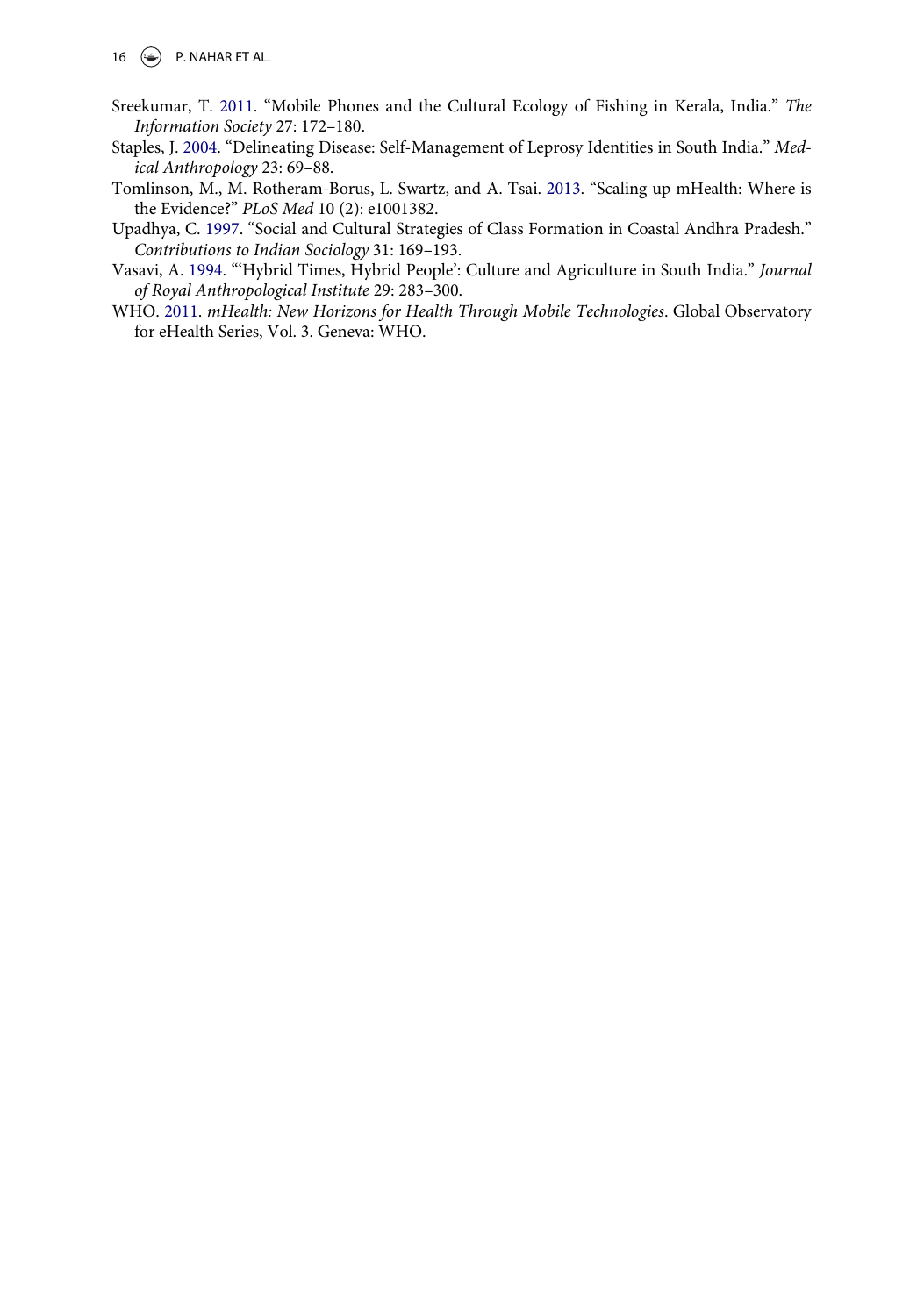Sreekumar, T. 2011. "Mobile Phones and the Cultural Ecology of Fishing in Kerala, India." *The Information Society* 27: 172–180.

Staples, J. 2004. "Delineating Disease: Self-Management of Leprosy Identities in South India." *Medical Anthropology* 23: 69–88.

Tomlinson, M., M. Rotheram-Borus, L. Swartz, and A. Tsai. 2013. "Scaling up mHealth: Where is the Evidence?" *PLoS Med* 10 (2): e1001382.

Upadhya, C. 1997. "Social and Cultural Strategies of Class Formation in Coastal Andhra Pradesh." *Contributions to Indian Sociology* 31: 169–193.

Vasavi, A. 1994. "'Hybrid Times, Hybrid People': Culture and Agriculture in South India." *Journal of Royal Anthropological Institute* 29: 283–300.

WHO. 2011. *mHealth: New Horizons for Health Through Mobile Technologies*. Global Observatory for eHealth Series, Vol. 3. Geneva: WHO.